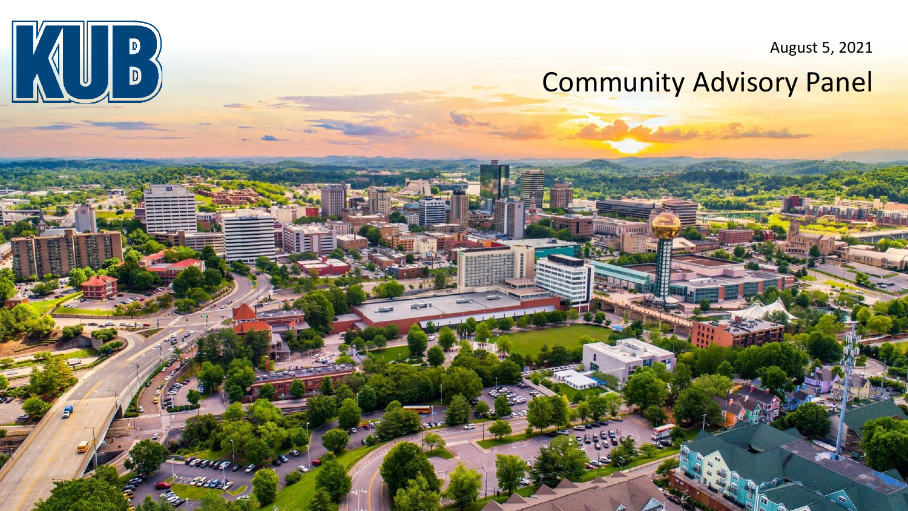KUB

August 5, 2021

# Community Advisory Panel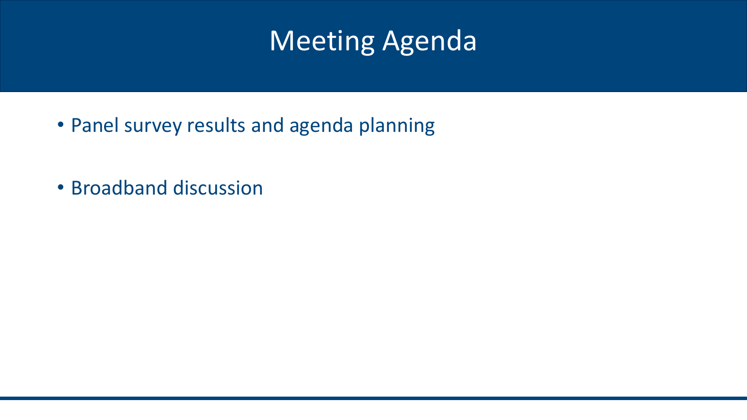# Meeting Agenda

- Panel survey results and agenda planning
- Broadband discussion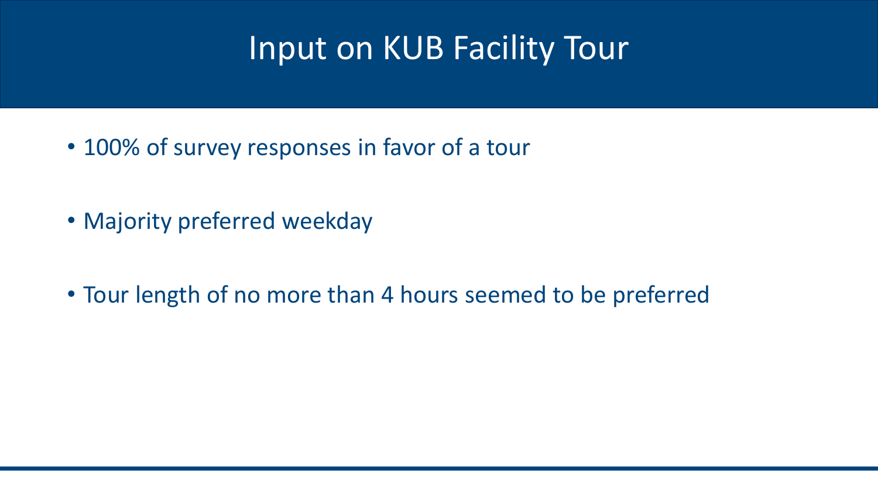# Input on KUB Facility Tour

- 100% of survey responses in favor of a tour
- Majority preferred weekday
- Tour length of no more than 4 hours seemed to be preferred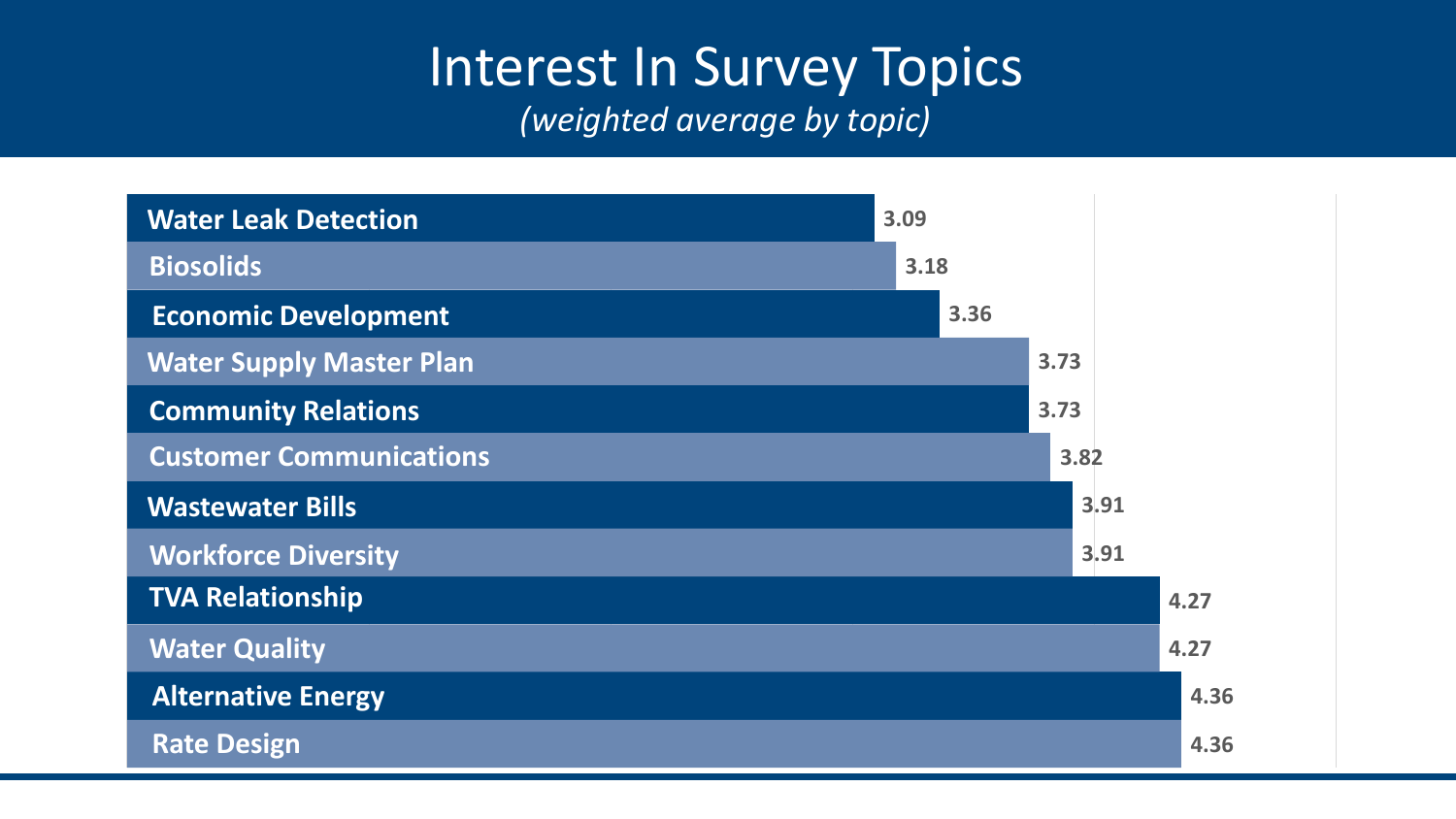# Interest In Survey Topics

*(weighted average by topic)*

| Topic | Weighted Average |
| --- | --- |
| Water Leak Detection | 3.09 |
| Biosolids | 3.18 |
| Economic Development | 3.36 |
| Water Supply Master Plan | 3.73 |
| Community Relations | 3.73 |
| Customer Communications | 3.82 |
| Wastewater Bills | 3.91 |
| Workforce Diversity | 3.91 |
| TVA Relationship | 4.27 |
| Water Quality | 4.27 |
| Alternative Energy | 4.36 |
| Rate Design | 4.36 |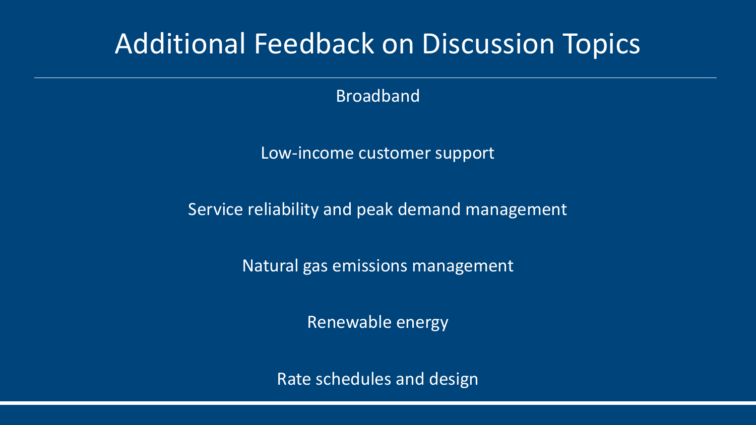# Additional Feedback on Discussion Topics

Broadband

Low-income customer support

Service reliability and peak demand management

Natural gas emissions management

Renewable energy

Rate schedules and design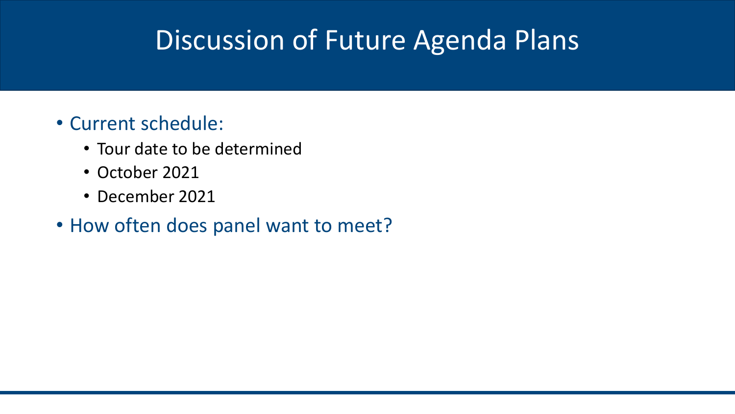# Discussion of Future Agenda Plans

- Current schedule:
  - Tour date to be determined
  - October 2021
  - December 2021
- How often does panel want to meet?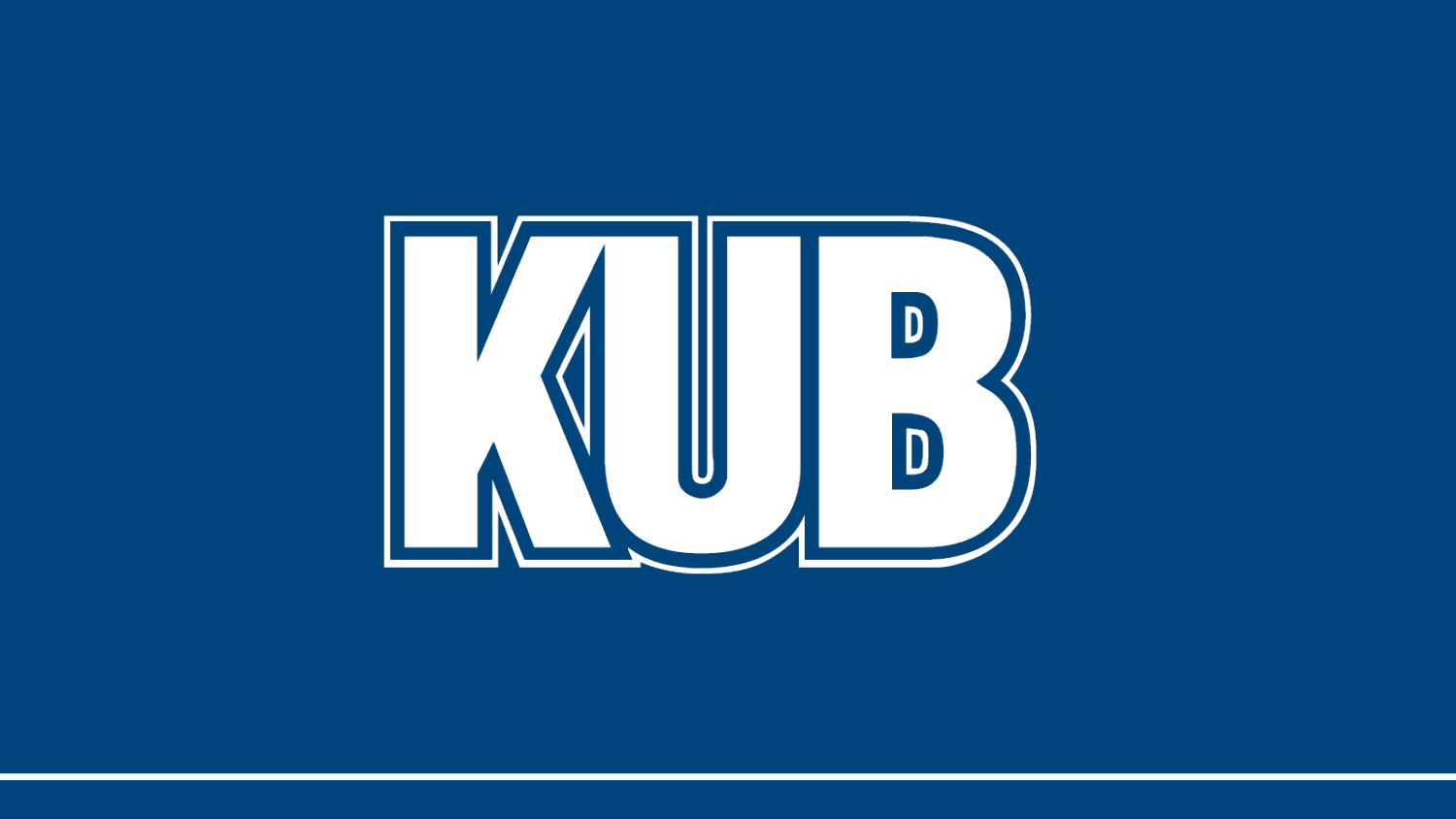KUB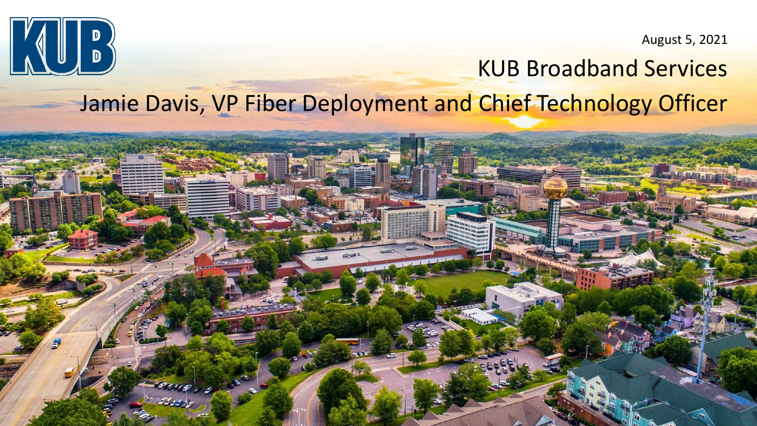KUB

August 5, 2021

# KUB Broadband Services

## Jamie Davis, VP Fiber Deployment and Chief Technology Officer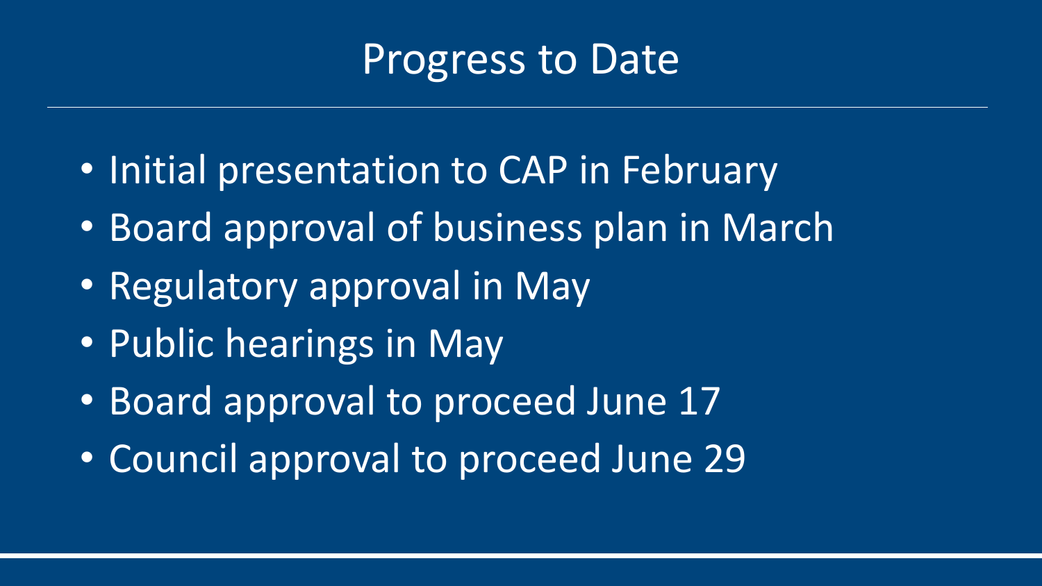# Progress to Date

- Initial presentation to CAP in February
- Board approval of business plan in March
- Regulatory approval in May
- Public hearings in May
- Board approval to proceed June 17
- Council approval to proceed June 29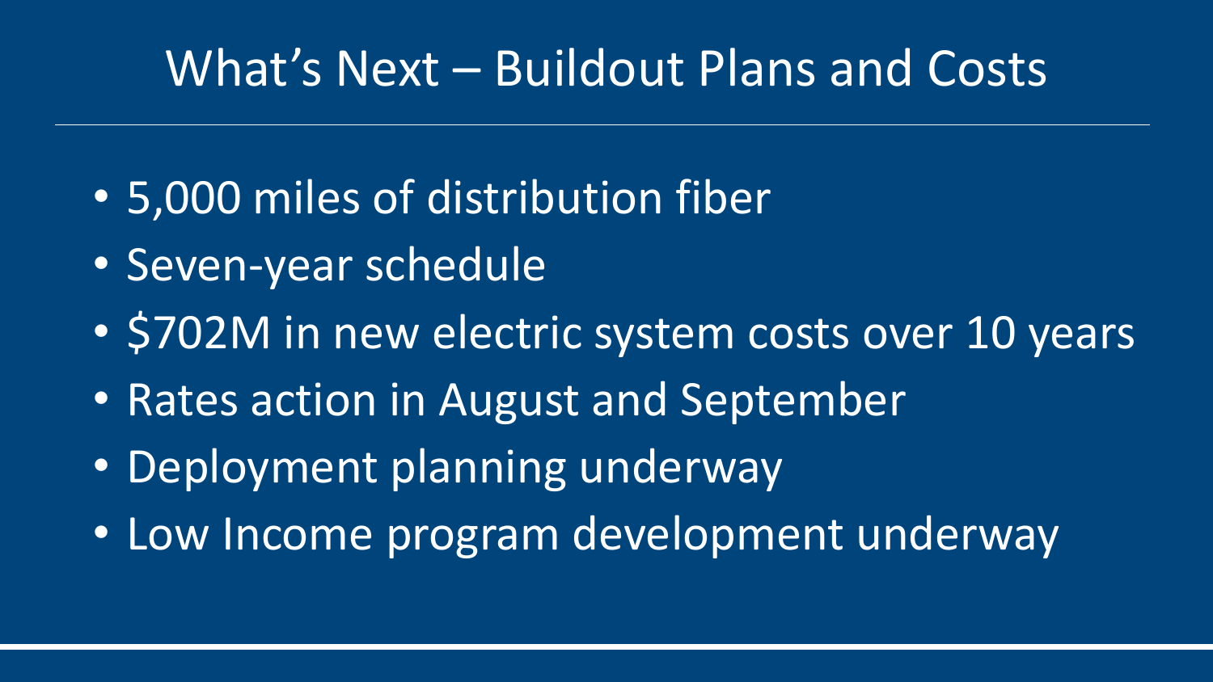# What's Next – Buildout Plans and Costs

- 5,000 miles of distribution fiber
- Seven-year schedule
- $702M in new electric system costs over 10 years
- Rates action in August and September
- Deployment planning underway
- Low Income program development underway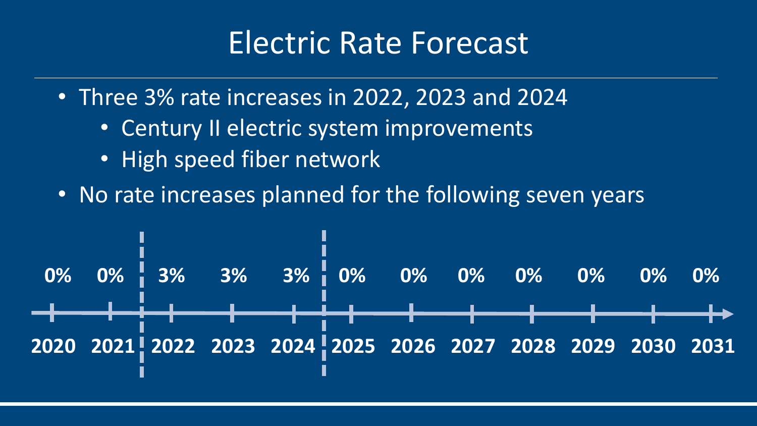# Electric Rate Forecast

- Three 3% rate increases in 2022, 2023 and 2024
  - Century II electric system improvements
  - High speed fiber network
- No rate increases planned for the following seven years

| 2020 | 2021 | 2022 | 2023 | 2024 | 2025 | 2026 | 2027 | 2028 | 2029 | 2030 | 2031 |
|---|---|---|---|---|---|---|---|---|---|---|---|
| 0% | 0% | 3% | 3% | 3% | 0% | 0% | 0% | 0% | 0% | 0% | 0% |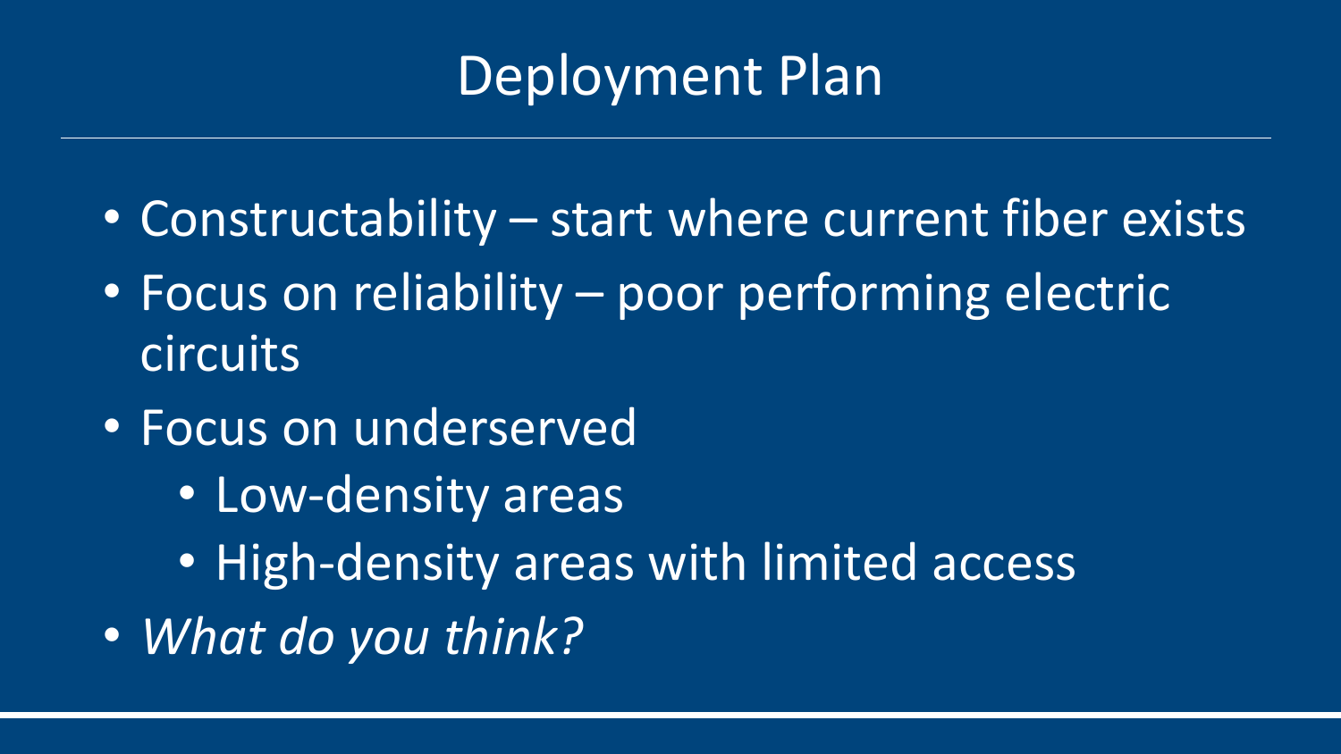# Deployment Plan

- Constructability – start where current fiber exists
- Focus on reliability – poor performing electric circuits
- Focus on underserved
  - Low-density areas
  - High-density areas with limited access
- *What do you think?*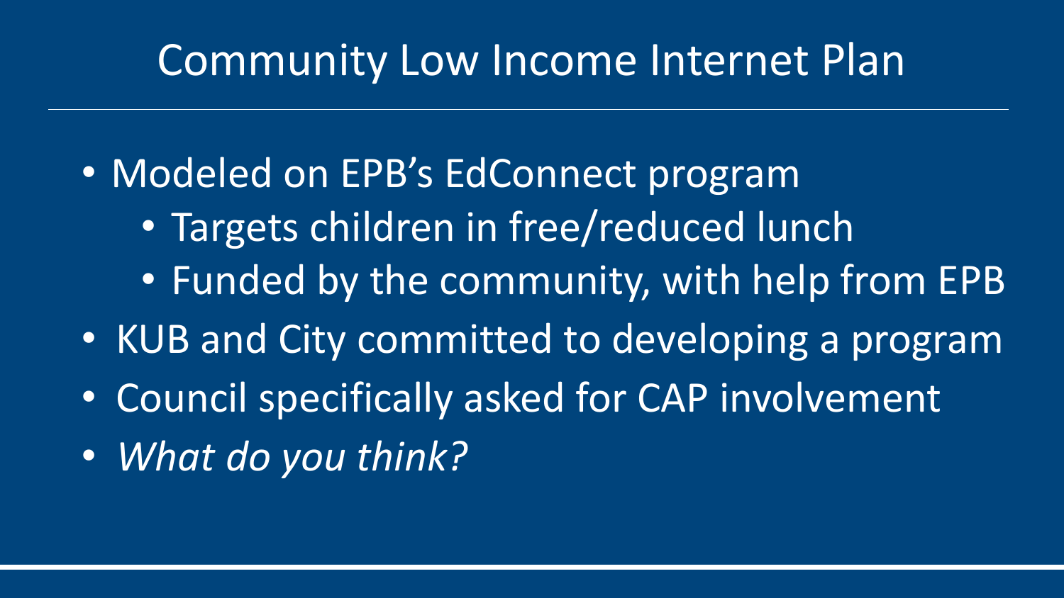# Community Low Income Internet Plan

- Modeled on EPB's EdConnect program
  - Targets children in free/reduced lunch
  - Funded by the community, with help from EPB
- KUB and City committed to developing a program
- Council specifically asked for CAP involvement
- *What do you think?*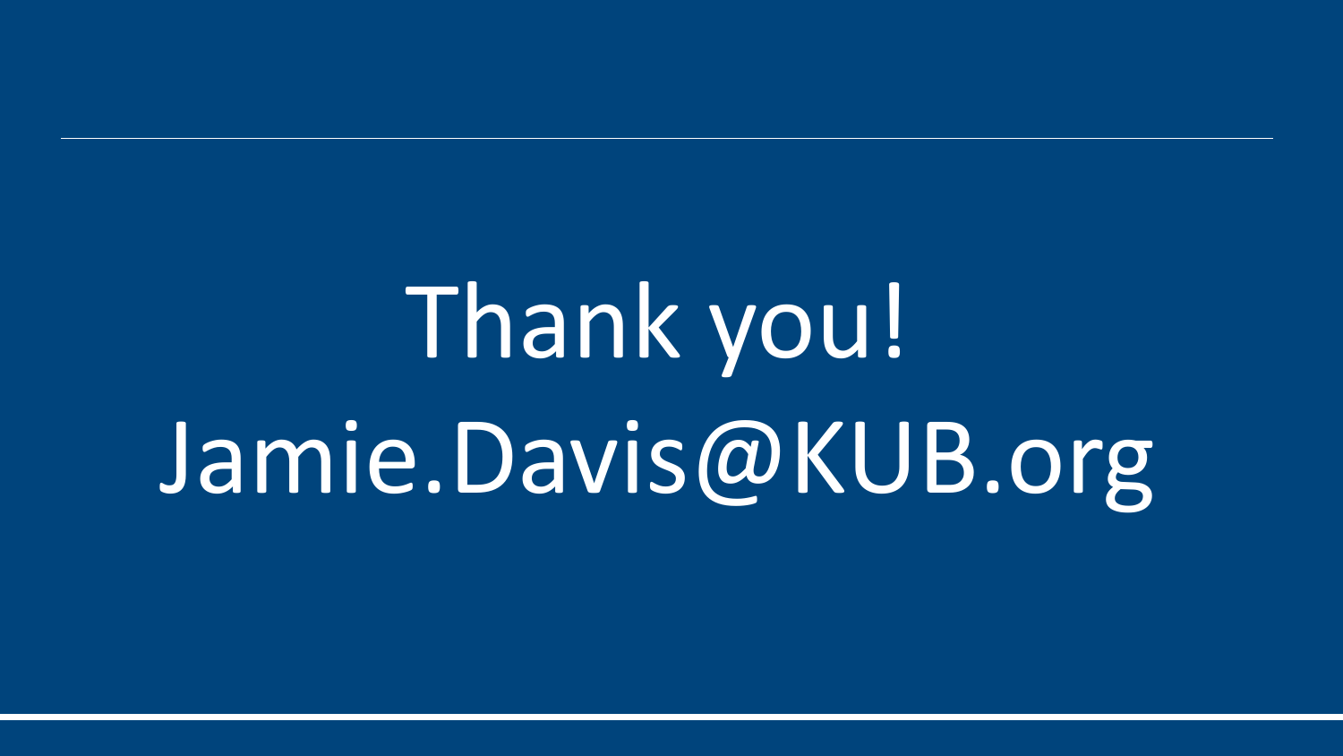Thank you!

Jamie.Davis@KUB.org